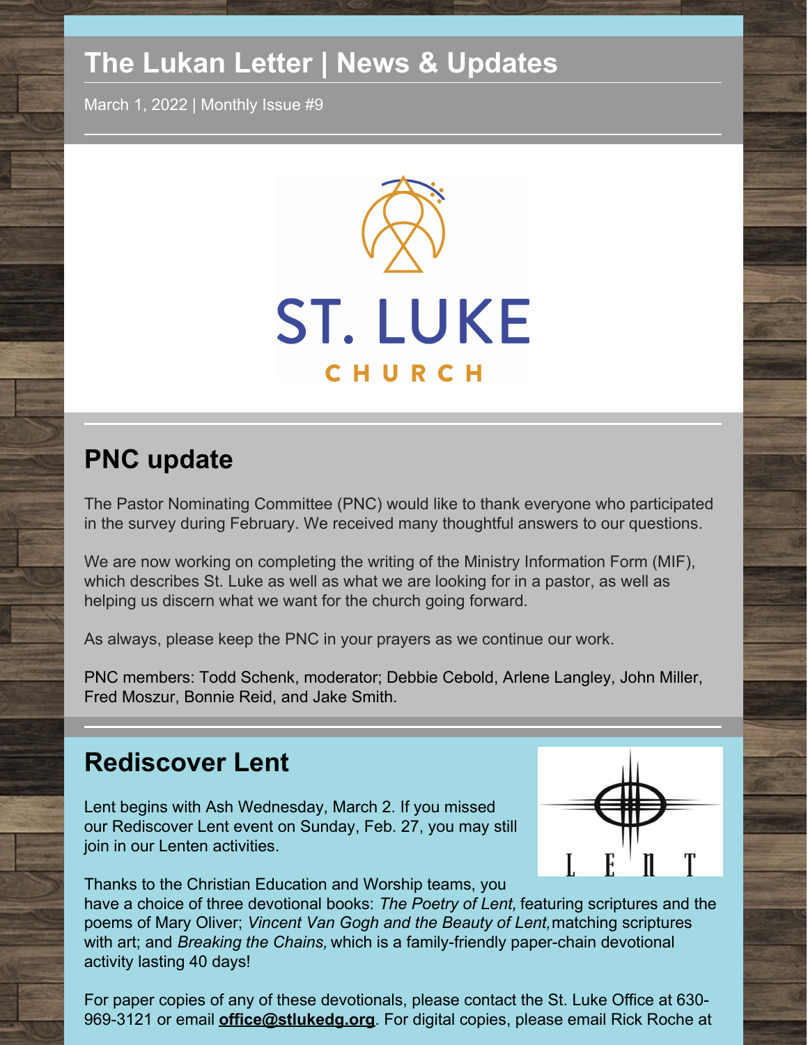# The Lukan Letter | News & Updates

March 1, 2022 | Monthly Issue #9

## PNC update

The Pastor Nominating Committee (PNC) would like to thank everyone who participated in the survey during February. We received many thoughtful answers to our questions.

We are now working on completing the writing of the Ministry Information Form (MIF), which describes St. Luke as well as what we are looking for in a pastor, as well as helping us discern what we want for the church going forward.

As always, please keep the PNC in your prayers as we continue our work.

PNC members: Todd Schenk, moderator; Debbie Cebold, Arlene Langley, John Miller, Fred Moszur, Bonnie Reid, and Jake Smith.

## Rediscover Lent

Lent begins with Ash Wednesday, March 2. If you missed our Rediscover Lent event on Sunday, Feb. 27, you may still join in our Lenten activities.

Thanks to the Christian Education and Worship teams, you have a choice of three devotional books: *The Poetry of Lent,* featuring scriptures and the poems of Mary Oliver; *Vincent Van Gogh and the Beauty of Lent,* matching scriptures with art; and *Breaking the Chains,* which is a family-friendly paper-chain devotional activity lasting 40 days!

For paper copies of any of these devotionals, please contact the St. Luke Office at 630-969-3121 or email **office@stlukedg.org**. For digital copies, please email Rick Roche at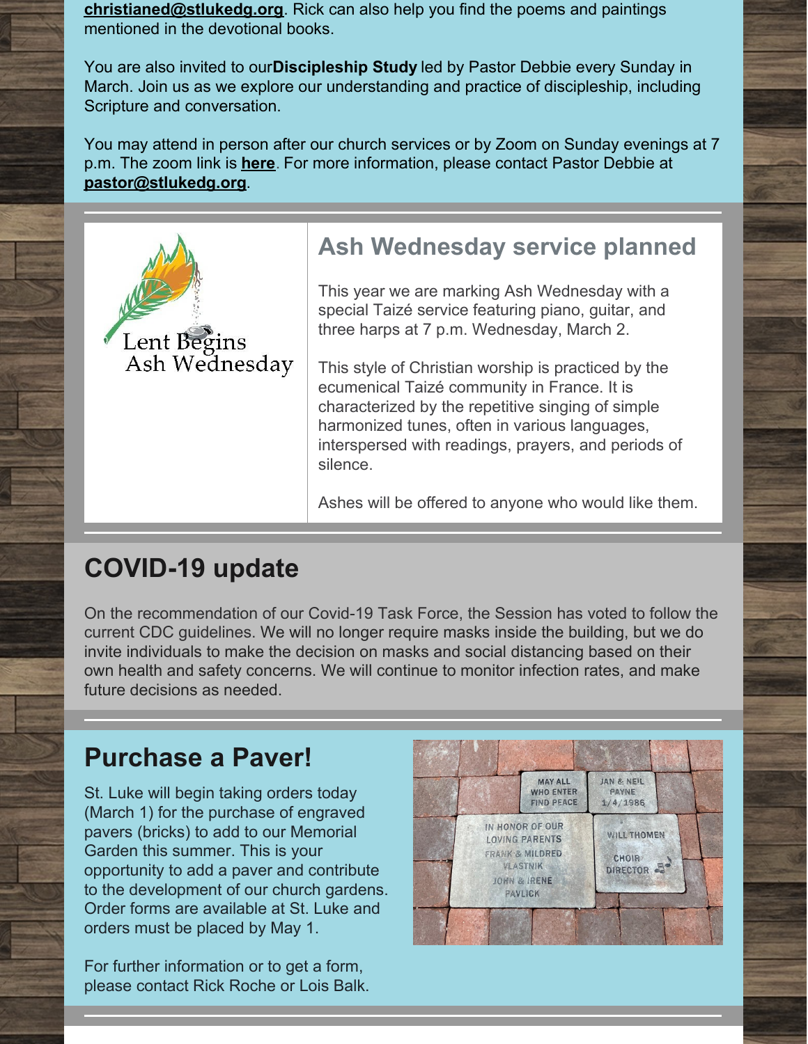**christianed@stlukedg.org**. Rick can also help you find the poems and paintings mentioned in the devotional books.

You are also invited to our**Discipleship Study** led by Pastor Debbie every Sunday in March. Join us as we explore our understanding and practice of discipleship, including Scripture and conversation.

You may attend in person after our church services or by Zoom on Sunday evenings at 7 p.m. The zoom link is **here**. For more information, please contact Pastor Debbie at **pastor@stlukedg.org**.

## Ash Wednesday service planned

This year we are marking Ash Wednesday with a special Taizé service featuring piano, guitar, and three harps at 7 p.m. Wednesday, March 2.

This style of Christian worship is practiced by the ecumenical Taizé community in France. It is characterized by the repetitive singing of simple harmonized tunes, often in various languages, interspersed with readings, prayers, and periods of silence.

Ashes will be offered to anyone who would like them.

## COVID-19 update

On the recommendation of our Covid-19 Task Force, the Session has voted to follow the current CDC guidelines. We will no longer require masks inside the building, but we do invite individuals to make the decision on masks and social distancing based on their own health and safety concerns. We will continue to monitor infection rates, and make future decisions as needed.

## Purchase a Paver!

St. Luke will begin taking orders today (March 1) for the purchase of engraved pavers (bricks) to add to our Memorial Garden this summer. This is your opportunity to add a paver and contribute to the development of our church gardens. Order forms are available at St. Luke and orders must be placed by May 1.

For further information or to get a form, please contact Rick Roche or Lois Balk.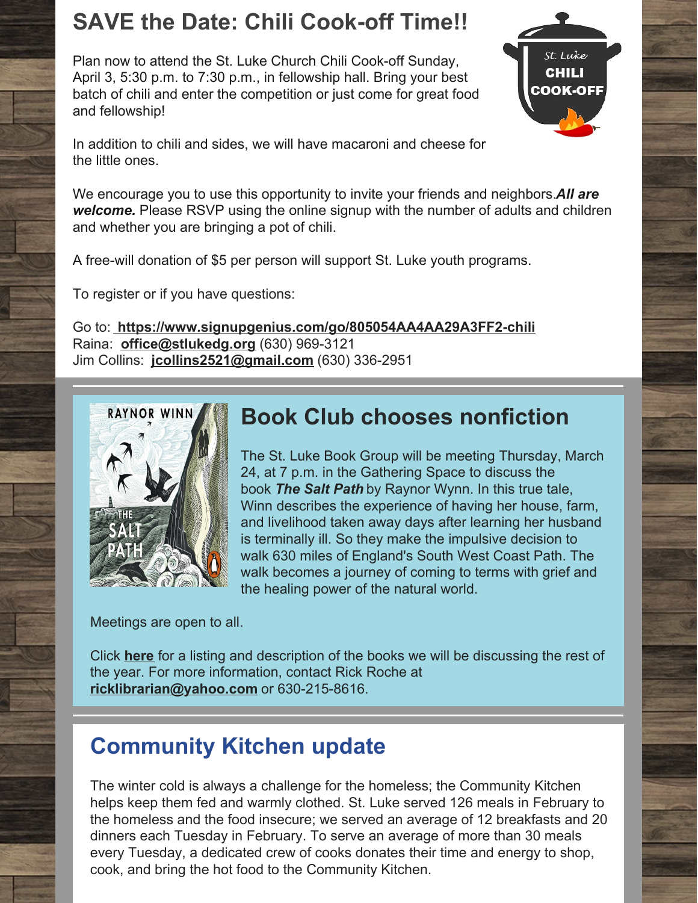## SAVE the Date: Chili Cook-off Time!!

Plan now to attend the St. Luke Church Chili Cook-off Sunday, April 3, 5:30 p.m. to 7:30 p.m., in fellowship hall. Bring your best batch of chili and enter the competition or just come for great food and fellowship!

In addition to chili and sides, we will have macaroni and cheese for the little ones.

We encourage you to use this opportunity to invite your friends and neighbors.***All are welcome.*** Please RSVP using the online signup with the number of adults and children and whether you are bringing a pot of chili.

A free-will donation of $5 per person will support St. Luke youth programs.

To register or if you have questions:

Go to: **https://www.signupgenius.com/go/805054AA4AA29A3FF2-chili**
Raina: **office@stlukedg.org** (630) 969-3121
Jim Collins: **jcollins2521@gmail.com** (630) 336-2951

## Book Club chooses nonfiction

The St. Luke Book Group will be meeting Thursday, March 24, at 7 p.m. in the Gathering Space to discuss the book ***The Salt Path*** by Raynor Wynn. In this true tale, Winn describes the experience of having her house, farm, and livelihood taken away days after learning her husband is terminally ill. So they make the impulsive decision to walk 630 miles of England's South West Coast Path. The walk becomes a journey of coming to terms with grief and the healing power of the natural world.

Meetings are open to all.

Click **here** for a listing and description of the books we will be discussing the rest of the year. For more information, contact Rick Roche at **ricklibrarian@yahoo.com** or 630-215-8616.

## Community Kitchen update

The winter cold is always a challenge for the homeless; the Community Kitchen helps keep them fed and warmly clothed. St. Luke served 126 meals in February to the homeless and the food insecure; we served an average of 12 breakfasts and 20 dinners each Tuesday in February. To serve an average of more than 30 meals every Tuesday, a dedicated crew of cooks donates their time and energy to shop, cook, and bring the hot food to the Community Kitchen.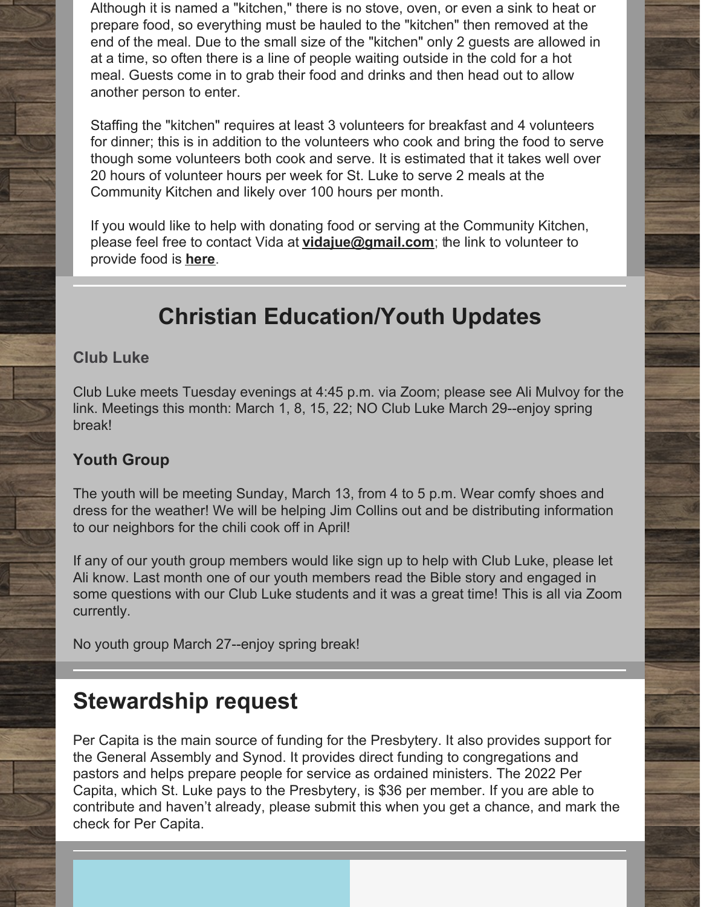Although it is named a "kitchen," there is no stove, oven, or even a sink to heat or prepare food, so everything must be hauled to the "kitchen" then removed at the end of the meal. Due to the small size of the "kitchen" only 2 guests are allowed in at a time, so often there is a line of people waiting outside in the cold for a hot meal. Guests come in to grab their food and drinks and then head out to allow another person to enter.

Staffing the "kitchen" requires at least 3 volunteers for breakfast and 4 volunteers for dinner; this is in addition to the volunteers who cook and bring the food to serve though some volunteers both cook and serve. It is estimated that it takes well over 20 hours of volunteer hours per week for St. Luke to serve 2 meals at the Community Kitchen and likely over 100 hours per month.

If you would like to help with donating food or serving at the Community Kitchen, please feel free to contact Vida at **vidajue@gmail.com**; the link to volunteer to provide food is **here**.

## Christian Education/Youth Updates

### Club Luke

Club Luke meets Tuesday evenings at 4:45 p.m. via Zoom; please see Ali Mulvoy for the link. Meetings this month: March 1, 8, 15, 22; NO Club Luke March 29--enjoy spring break!

### Youth Group

The youth will be meeting Sunday, March 13, from 4 to 5 p.m. Wear comfy shoes and dress for the weather! We will be helping Jim Collins out and be distributing information to our neighbors for the chili cook off in April!

If any of our youth group members would like sign up to help with Club Luke, please let Ali know. Last month one of our youth members read the Bible story and engaged in some questions with our Club Luke students and it was a great time! This is all via Zoom currently.

No youth group March 27--enjoy spring break!

## Stewardship request

Per Capita is the main source of funding for the Presbytery. It also provides support for the General Assembly and Synod. It provides direct funding to congregations and pastors and helps prepare people for service as ordained ministers. The 2022 Per Capita, which St. Luke pays to the Presbytery, is $36 per member. If you are able to contribute and haven't already, please submit this when you get a chance, and mark the check for Per Capita.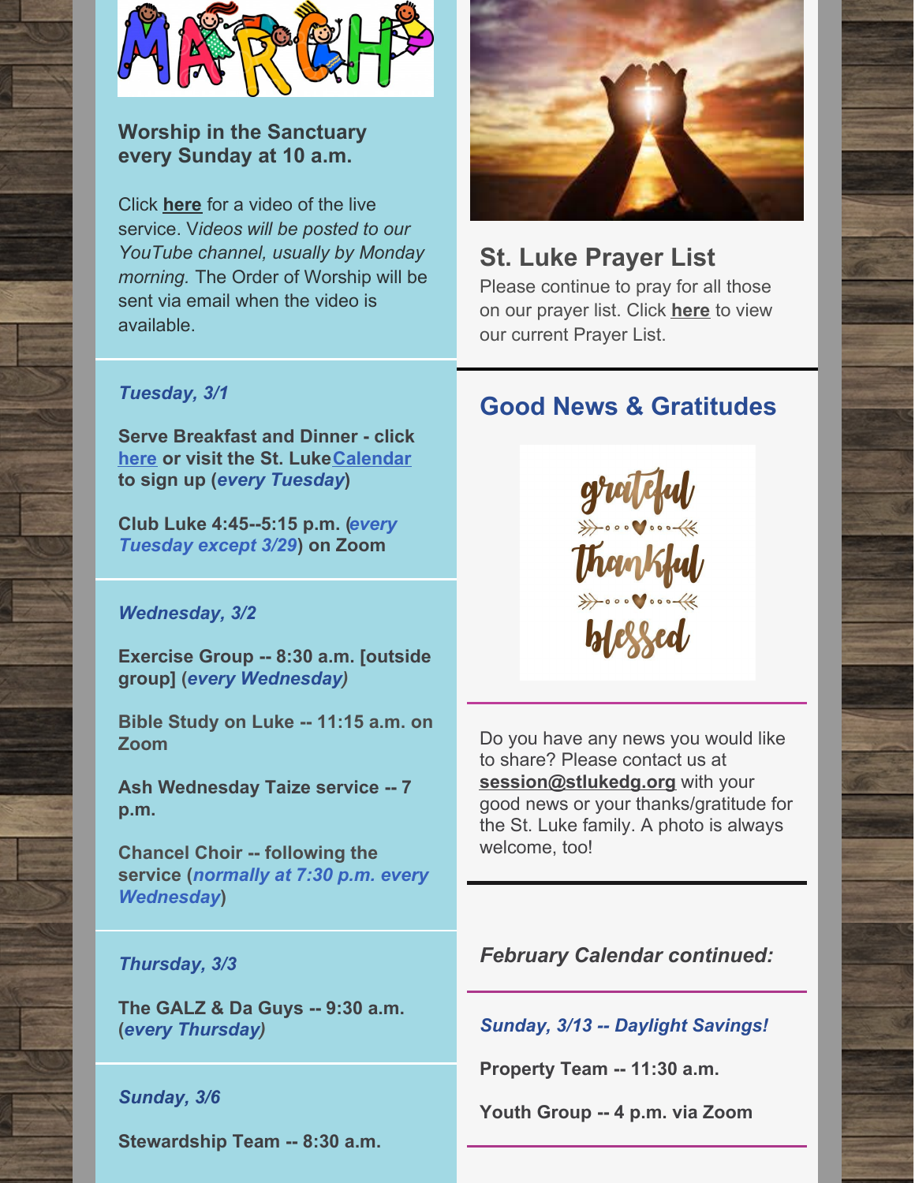**Worship in the Sanctuary every Sunday at 10 a.m.**

Click **here** for a video of the live service. V*ideos will be posted to our YouTube channel, usually by Monday morning.* The Order of Worship will be sent via email when the video is available.

***Tuesday, 3/1***

**Serve Breakfast and Dinner - click here or visit the St. Luke Calendar to sign up (*every Tuesday*)**

**Club Luke 4:45--5:15 p.m. (*every Tuesday except 3/29*) on Zoom**

***Wednesday, 3/2***

**Exercise Group -- 8:30 a.m. [outside group] (*every Wednesday)***

**Bible Study on Luke -- 11:15 a.m. on Zoom**

**Ash Wednesday Taize service -- 7 p.m.**

**Chancel Choir -- following the service (*normally at 7:30 p.m. every Wednesday*)**

***Thursday, 3/3***

**The GALZ & Da Guys -- 9:30 a.m. (*every Thursday)***

***Sunday, 3/6***

**Stewardship Team -- 8:30 a.m.**

## St. Luke Prayer List

Please continue to pray for all those on our prayer list. Click **here** to view our current Prayer List.

## Good News & Gratitudes

grateful thankful blessed

Do you have any news you would like to share? Please contact us at **session@stlukedg.org** with your good news or your thanks/gratitude for the St. Luke family. A photo is always welcome, too!

***February Calendar continued:***

***Sunday, 3/13 -- Daylight Savings!***

**Property Team -- 11:30 a.m.**

**Youth Group -- 4 p.m. via Zoom**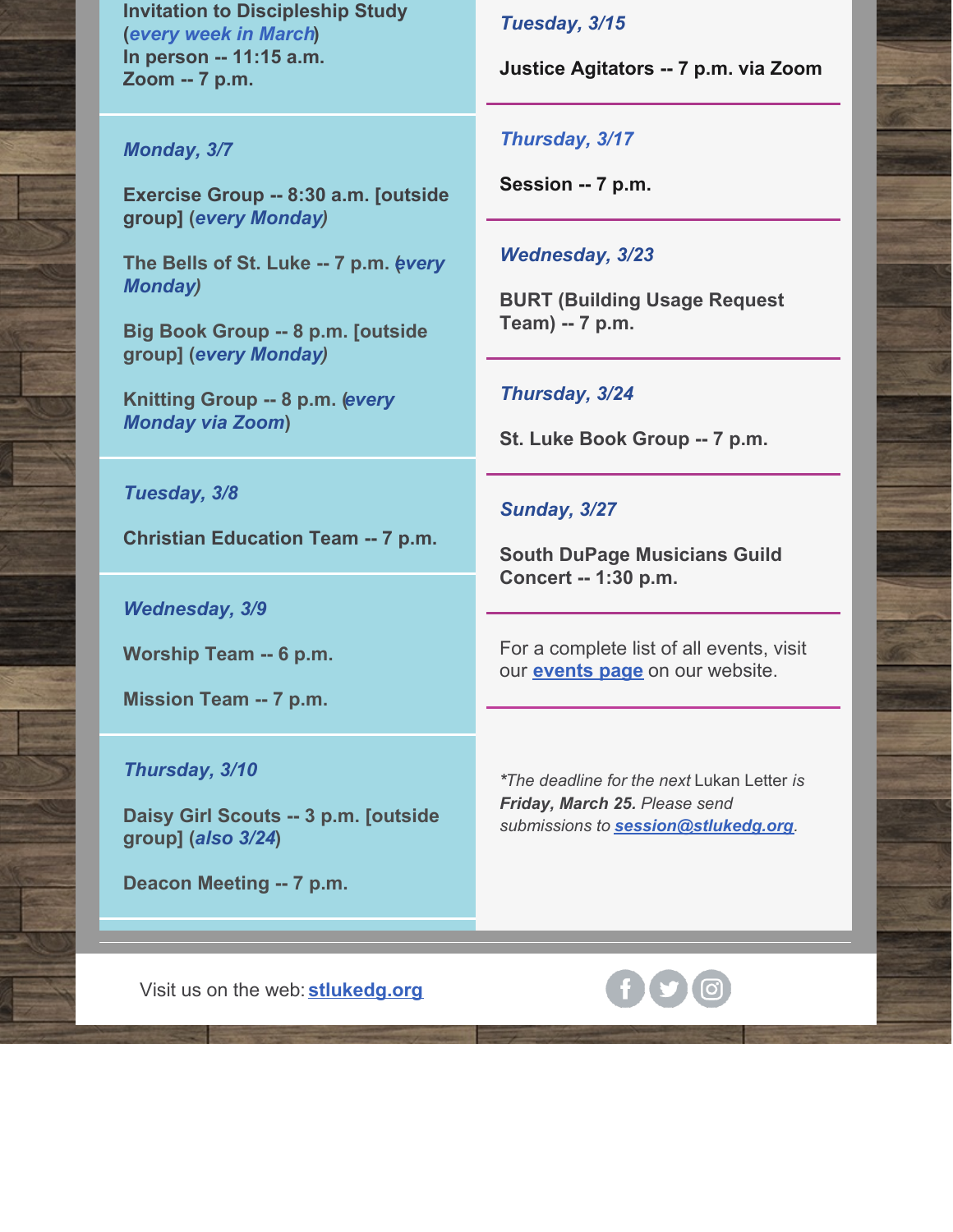**Invitation to Discipleship Study (*every week in March*)**
**In person -- 11:15 a.m.**
**Zoom -- 7 p.m.**

***Monday, 3/7***

**Exercise Group -- 8:30 a.m. [outside group] (*every Monday*)**

**The Bells of St. Luke -- 7 p.m. (*every Monday*)**

**Big Book Group -- 8 p.m. [outside group] (*every Monday*)**

**Knitting Group -- 8 p.m. (*every Monday via Zoom*)**

***Tuesday, 3/8***

**Christian Education Team -- 7 p.m.**

***Wednesday, 3/9***

**Worship Team -- 6 p.m.**

**Mission Team -- 7 p.m.**

***Thursday, 3/10***

**Daisy Girl Scouts -- 3 p.m. [outside group] (*also 3/24*)**

**Deacon Meeting -- 7 p.m.**

***Tuesday, 3/15***

**Justice Agitators -- 7 p.m. via Zoom**

***Thursday, 3/17***

**Session -- 7 p.m.**

***Wednesday, 3/23***

**BURT (Building Usage Request Team) -- 7 p.m.**

***Thursday, 3/24***

**St. Luke Book Group -- 7 p.m.**

***Sunday, 3/27***

**South DuPage Musicians Guild Concert -- 1:30 p.m.**

For a complete list of all events, visit our **events page** on our website.

*\*The deadline for the next* Lukan Letter *is* ***Friday, March 25.*** *Please send submissions to* ***session@stlukedg.org****.*

Visit us on the web: **stlukedg.org**